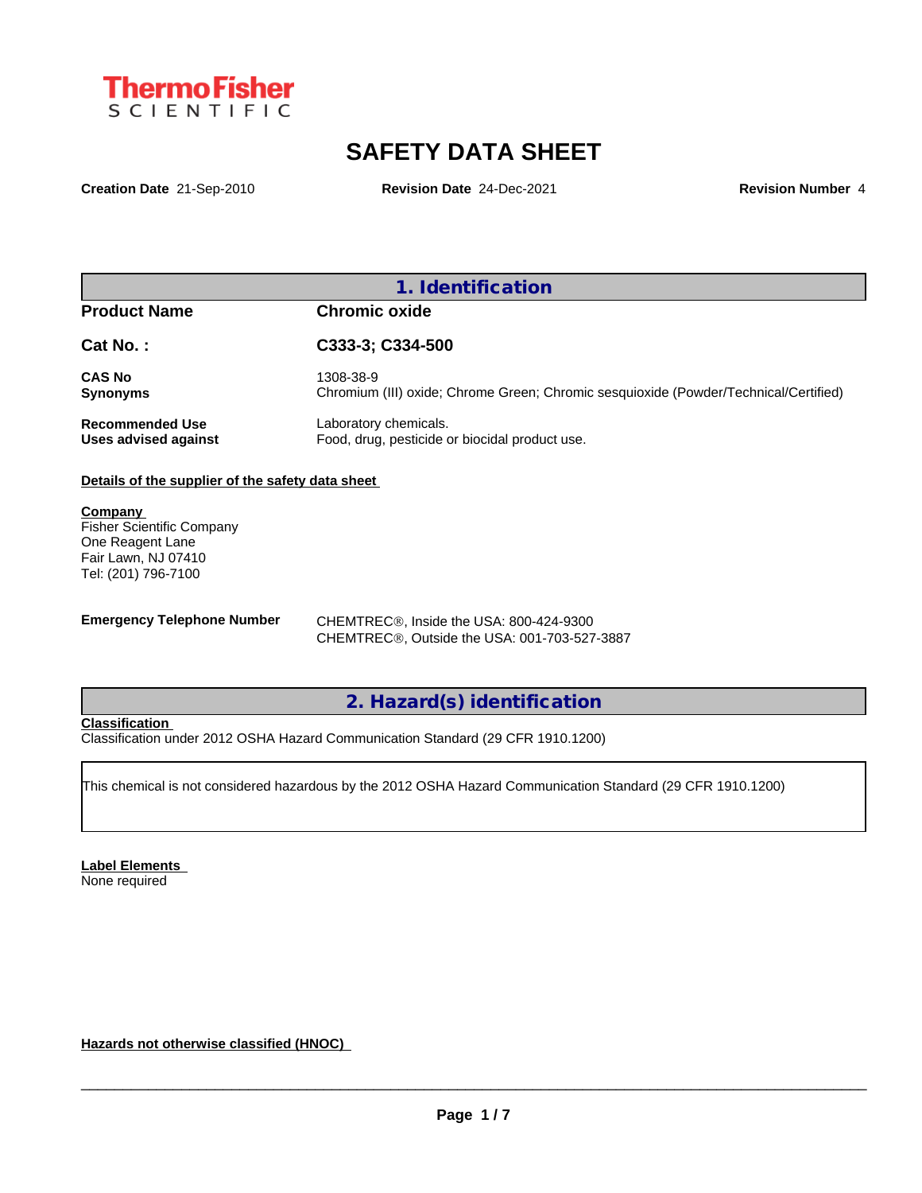**ThermoFisher SCIENTIFIC**

# SAFETY DATA SHEET

**Creation Date** 21-Sep-2010 **Revision Date** 24-Dec-2021 **Revision Number** 4

## 1. Identification

| | |
|---|---|
| **Product Name** | **Chromic oxide** |
| **Cat No. :** | **C333-3; C334-500** |
| **CAS No** | 1308-38-9 |
| **Synonyms** | Chromium (III) oxide; Chrome Green; Chromic sesquioxide (Powder/Technical/Certified) |
| **Recommended Use** | Laboratory chemicals. |
| **Uses advised against** | Food, drug, pesticide or biocidal product use. |

**Details of the supplier of the safety data sheet**

**Company**
Fisher Scientific Company
One Reagent Lane
Fair Lawn, NJ 07410
Tel: (201) 796-7100

**Emergency Telephone Number**
CHEMTREC®, Inside the USA: 800-424-9300
CHEMTREC®, Outside the USA: 001-703-527-3887

## 2. Hazard(s) identification

**Classification**
Classification under 2012 OSHA Hazard Communication Standard (29 CFR 1910.1200)

This chemical is not considered hazardous by the 2012 OSHA Hazard Communication Standard (29 CFR 1910.1200)

**Label Elements**
None required

**Hazards not otherwise classified (HNOC)**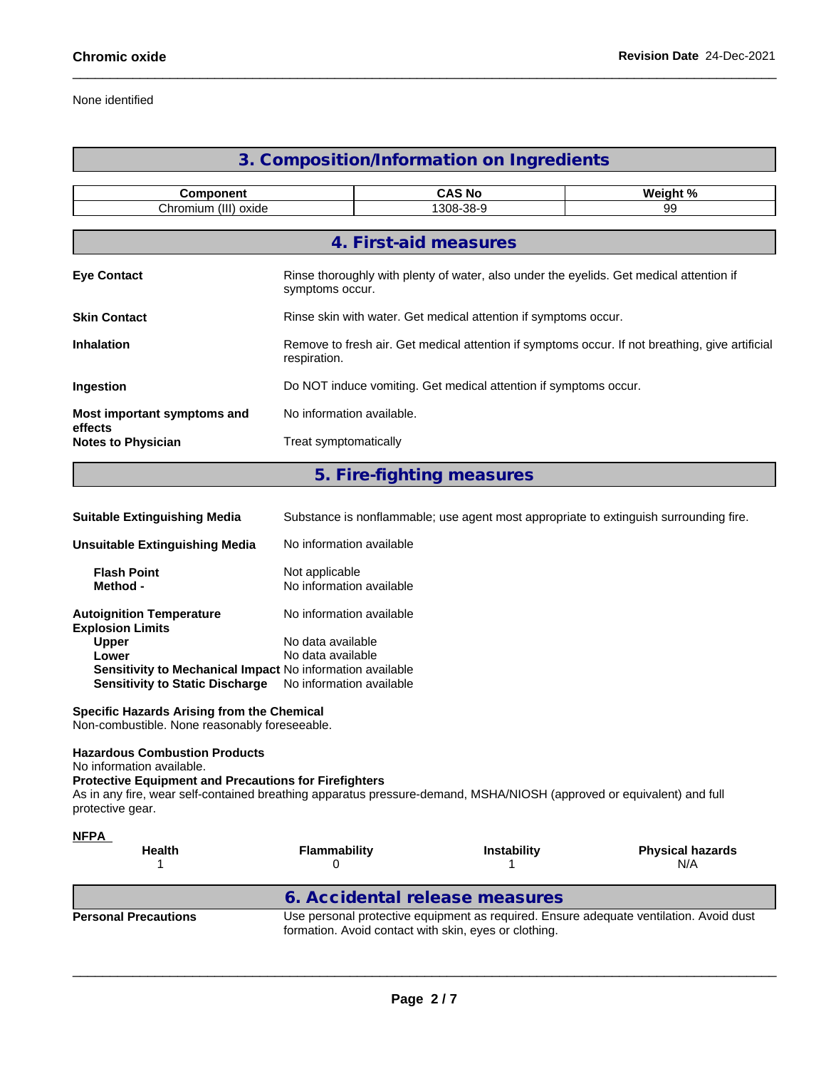None identified

## 3. Composition/Information on Ingredients

| Component | CAS No | Weight % |
|---|---|---|
| Chromium (III) oxide | 1308-38-9 | 99 |

## 4. First-aid measures

**Eye Contact**: Rinse thoroughly with plenty of water, also under the eyelids. Get medical attention if symptoms occur.

**Skin Contact**: Rinse skin with water. Get medical attention if symptoms occur.

**Inhalation**: Remove to fresh air. Get medical attention if symptoms occur. If not breathing, give artificial respiration.

**Ingestion**: Do NOT induce vomiting. Get medical attention if symptoms occur.

**Most important symptoms and effects**: No information available.

**Notes to Physician**: Treat symptomatically

## 5. Fire-fighting measures

**Suitable Extinguishing Media**: Substance is nonflammable; use agent most appropriate to extinguish surrounding fire.

**Unsuitable Extinguishing Media**: No information available

**Flash Point**: Not applicable
**Method -**: No information available

**Autoignition Temperature**: No information available
**Explosion Limits**
**Upper**: No data available
**Lower**: No data available
**Sensitivity to Mechanical Impact**: No information available
**Sensitivity to Static Discharge**: No information available

**Specific Hazards Arising from the Chemical**
Non-combustible. None reasonably foreseeable.

**Hazardous Combustion Products**
No information available.

**Protective Equipment and Precautions for Firefighters**
As in any fire, wear self-contained breathing apparatus pressure-demand, MSHA/NIOSH (approved or equivalent) and full protective gear.

**NFPA**

| Health | Flammability | Instability | Physical hazards |
|---|---|---|---|
| 1 | 0 | 1 | N/A |

## 6. Accidental release measures

**Personal Precautions**: Use personal protective equipment as required. Ensure adequate ventilation. Avoid dust formation. Avoid contact with skin, eyes or clothing.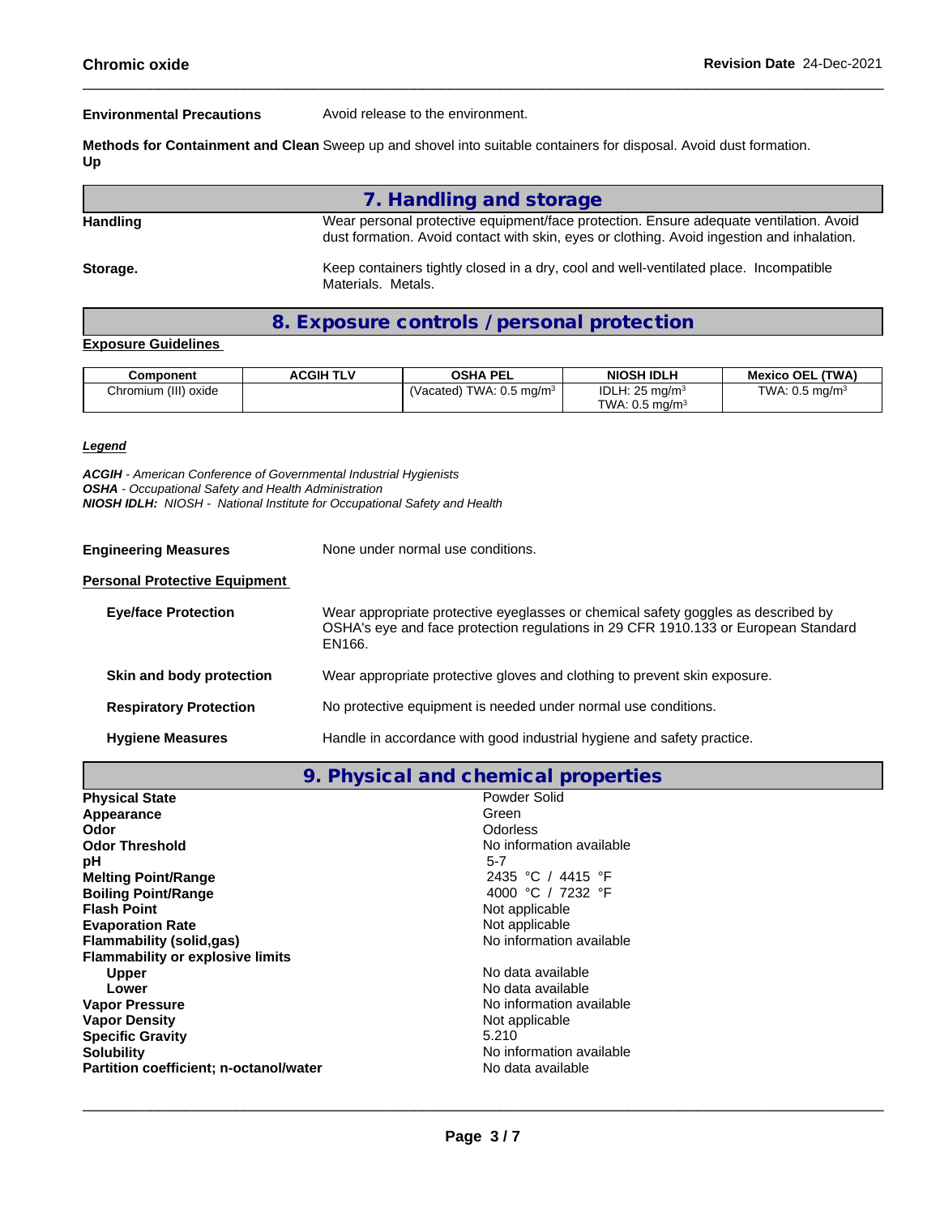**Environmental Precautions** Avoid release to the environment.

**Methods for Containment and Clean Up** Sweep up and shovel into suitable containers for disposal. Avoid dust formation.

## 7. Handling and storage

**Handling** Wear personal protective equipment/face protection. Ensure adequate ventilation. Avoid dust formation. Avoid contact with skin, eyes or clothing. Avoid ingestion and inhalation.

**Storage.** Keep containers tightly closed in a dry, cool and well-ventilated place. Incompatible Materials. Metals.

## 8. Exposure controls / personal protection

**Exposure Guidelines**

| Component | ACGIH TLV | OSHA PEL | NIOSH IDLH | Mexico OEL (TWA) |
|---|---|---|---|---|
| Chromium (III) oxide | | (Vacated) TWA: 0.5 mg/m³ | IDLH: 25 mg/m³<br>TWA: 0.5 mg/m³ | TWA: 0.5 mg/m³ |

***Legend***

***ACGIH*** *- American Conference of Governmental Industrial Hygienists*
***OSHA*** *- Occupational Safety and Health Administration*
***NIOSH IDLH:*** *NIOSH - National Institute for Occupational Safety and Health*

**Engineering Measures** None under normal use conditions.

**Personal Protective Equipment**

**Eye/face Protection** Wear appropriate protective eyeglasses or chemical safety goggles as described by OSHA's eye and face protection regulations in 29 CFR 1910.133 or European Standard EN166.

**Skin and body protection** Wear appropriate protective gloves and clothing to prevent skin exposure.

**Respiratory Protection** No protective equipment is needed under normal use conditions.

**Hygiene Measures** Handle in accordance with good industrial hygiene and safety practice.

## 9. Physical and chemical properties

| | |
|---|---|
| **Physical State** | Powder Solid |
| **Appearance** | Green |
| **Odor** | Odorless |
| **Odor Threshold** | No information available |
| **pH** | 5-7 |
| **Melting Point/Range** | 2435 °C / 4415 °F |
| **Boiling Point/Range** | 4000 °C / 7232 °F |
| **Flash Point** | Not applicable |
| **Evaporation Rate** | Not applicable |
| **Flammability (solid,gas)** | No information available |
| **Flammability or explosive limits** | |
| **Upper** | No data available |
| **Lower** | No data available |
| **Vapor Pressure** | No information available |
| **Vapor Density** | Not applicable |
| **Specific Gravity** | 5.210 |
| **Solubility** | No information available |
| **Partition coefficient; n-octanol/water** | No data available |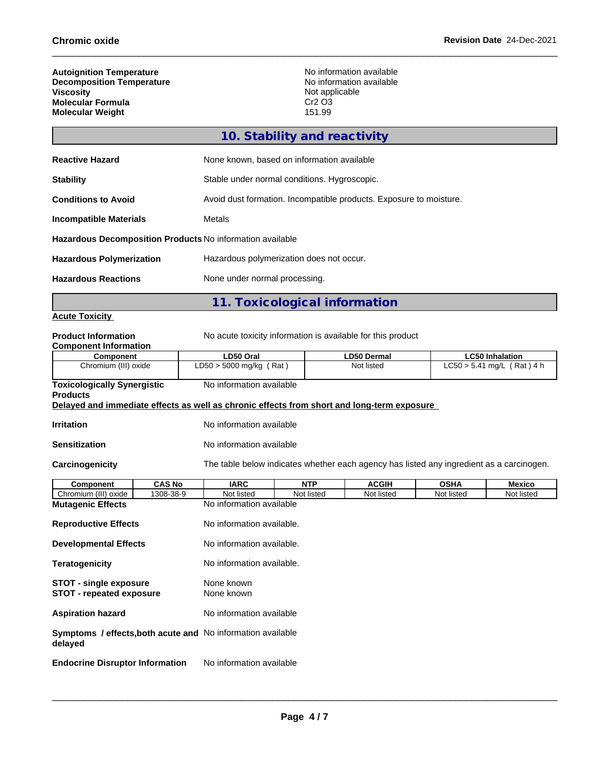| | |
|---|---|
| **Autoignition Temperature** | No information available |
| **Decomposition Temperature** | No information available |
| **Viscosity** | Not applicable |
| **Molecular Formula** | Cr2 O3 |
| **Molecular Weight** | 151.99 |

## 10. Stability and reactivity

| | |
|---|---|
| **Reactive Hazard** | None known, based on information available |
| **Stability** | Stable under normal conditions. Hygroscopic. |
| **Conditions to Avoid** | Avoid dust formation. Incompatible products. Exposure to moisture. |
| **Incompatible Materials** | Metals |
| **Hazardous Decomposition Products** | No information available |
| **Hazardous Polymerization** | Hazardous polymerization does not occur. |
| **Hazardous Reactions** | None under normal processing. |

## 11. Toxicological information

**Acute Toxicity**

**Product Information** No acute toxicity information is available for this product

**Component Information**

| Component | LD50 Oral | LD50 Dermal | LC50 Inhalation |
|---|---|---|---|
| Chromium (III) oxide | LD50 > 5000 mg/kg ( Rat ) | Not listed | LC50 > 5.41 mg/L ( Rat ) 4 h |

**Toxicologically Synergistic Products** No information available

**Delayed and immediate effects as well as chronic effects from short and long-term exposure**

**Irritation** No information available

**Sensitization** No information available

**Carcinogenicity** The table below indicates whether each agency has listed any ingredient as a carcinogen.

| Component | CAS No | IARC | NTP | ACGIH | OSHA | Mexico |
|---|---|---|---|---|---|---|
| Chromium (III) oxide | 1308-38-9 | Not listed | Not listed | Not listed | Not listed | Not listed |

| | |
|---|---|
| **Mutagenic Effects** | No information available |
| **Reproductive Effects** | No information available. |
| **Developmental Effects** | No information available. |
| **Teratogenicity** | No information available. |
| **STOT - single exposure** | None known |
| **STOT - repeated exposure** | None known |
| **Aspiration hazard** | No information available |
| **Symptoms / effects,both acute and delayed** | No information available |
| **Endocrine Disruptor Information** | No information available |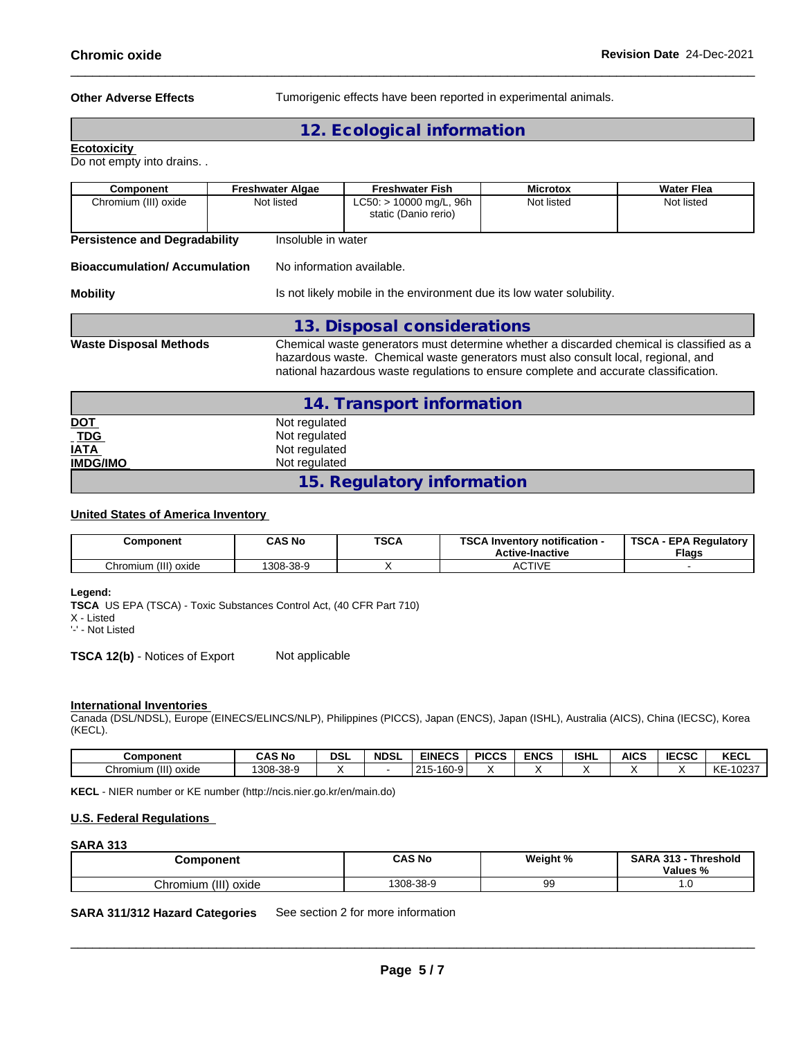**Other Adverse Effects** Tumorigenic effects have been reported in experimental animals.

## 12. Ecological information

**Ecotoxicity**

Do not empty into drains. .

| Component | Freshwater Algae | Freshwater Fish | Microtox | Water Flea |
|---|---|---|---|---|
| Chromium (III) oxide | Not listed | LC50: > 10000 mg/L, 96h static (Danio rerio) | Not listed | Not listed |

**Persistence and Degradability** Insoluble in water

**Bioaccumulation/ Accumulation** No information available.

**Mobility** Is not likely mobile in the environment due its low water solubility.

## 13. Disposal considerations

**Waste Disposal Methods** Chemical waste generators must determine whether a discarded chemical is classified as a hazardous waste. Chemical waste generators must also consult local, regional, and national hazardous waste regulations to ensure complete and accurate classification.

## 14. Transport information

**DOT** Not regulated
**TDG** Not regulated
**IATA** Not regulated
**IMDG/IMO** Not regulated

## 15. Regulatory information

**United States of America Inventory**

| Component | CAS No | TSCA | TSCA Inventory notification - Active-Inactive | TSCA - EPA Regulatory Flags |
|---|---|---|---|---|
| Chromium (III) oxide | 1308-38-9 | X | ACTIVE | - |

**Legend:**
**TSCA** US EPA (TSCA) - Toxic Substances Control Act, (40 CFR Part 710)
X - Listed
'-' - Not Listed

**TSCA 12(b)** - Notices of Export Not applicable

**International Inventories**

Canada (DSL/NDSL), Europe (EINECS/ELINCS/NLP), Philippines (PICCS), Japan (ENCS), Japan (ISHL), Australia (AICS), China (IECSC), Korea (KECL).

| Component | CAS No | DSL | NDSL | EINECS | PICCS | ENCS | ISHL | AICS | IECSC | KECL |
|---|---|---|---|---|---|---|---|---|---|---|
| Chromium (III) oxide | 1308-38-9 | X | - | 215-160-9 | X | X | X | X | X | KE-10237 |

**KECL** - NIER number or KE number (http://ncis.nier.go.kr/en/main.do)

**U.S. Federal Regulations**

**SARA 313**

| Component | CAS No | Weight % | SARA 313 - Threshold Values % |
|---|---|---|---|
| Chromium (III) oxide | 1308-38-9 | 99 | 1.0 |

**SARA 311/312 Hazard Categories** See section 2 for more information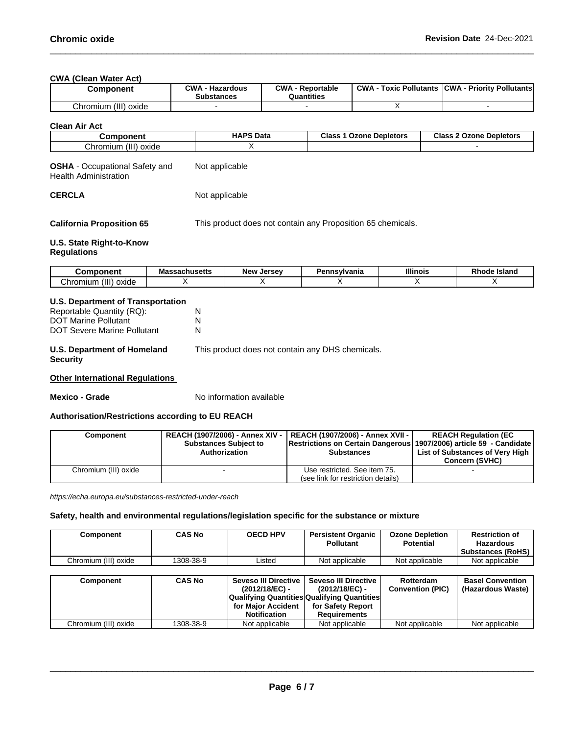#### CWA (Clean Water Act)

| Component | CWA - Hazardous Substances | CWA - Reportable Quantities | CWA - Toxic Pollutants | CWA - Priority Pollutants |
|---|---|---|---|---|
| Chromium (III) oxide | - | - | X | - |

#### Clean Air Act

| Component | HAPS Data | Class 1 Ozone Depletors | Class 2 Ozone Depletors |
|---|---|---|---|
| Chromium (III) oxide | X | | - |

**OSHA** - Occupational Safety and Health Administration    Not applicable

**CERCLA**    Not applicable

**California Proposition 65**    This product does not contain any Proposition 65 chemicals.

#### U.S. State Right-to-Know Regulations

| Component | Massachusetts | New Jersey | Pennsylvania | Illinois | Rhode Island |
|---|---|---|---|---|---|
| Chromium (III) oxide | X | X | X | X | X |

#### U.S. Department of Transportation

Reportable Quantity (RQ): N
DOT Marine Pollutant N
DOT Severe Marine Pollutant N

**U.S. Department of Homeland Security**    This product does not contain any DHS chemicals.

#### Other International Regulations

**Mexico - Grade**    No information available

#### Authorisation/Restrictions according to EU REACH

| Component | REACH (1907/2006) - Annex XIV - Substances Subject to Authorization | REACH (1907/2006) - Annex XVII - Restrictions on Certain Dangerous Substances | REACH Regulation (EC 1907/2006) article 59 - Candidate List of Substances of Very High Concern (SVHC) |
|---|---|---|---|
| Chromium (III) oxide | - | Use restricted. See item 75. (see link for restriction details) | - |

*https://echa.europa.eu/substances-restricted-under-reach*

#### Safety, health and environmental regulations/legislation specific for the substance or mixture

| Component | CAS No | OECD HPV | Persistent Organic Pollutant | Ozone Depletion Potential | Restriction of Hazardous Substances (RoHS) |
|---|---|---|---|---|---|
| Chromium (III) oxide | 1308-38-9 | Listed | Not applicable | Not applicable | Not applicable |

| Component | CAS No | Seveso III Directive (2012/18/EC) - Qualifying Quantities for Major Accident Notification | Seveso III Directive (2012/18/EC) - Qualifying Quantities for Safety Report Requirements | Rotterdam Convention (PIC) | Basel Convention (Hazardous Waste) |
|---|---|---|---|---|---|
| Chromium (III) oxide | 1308-38-9 | Not applicable | Not applicable | Not applicable | Not applicable |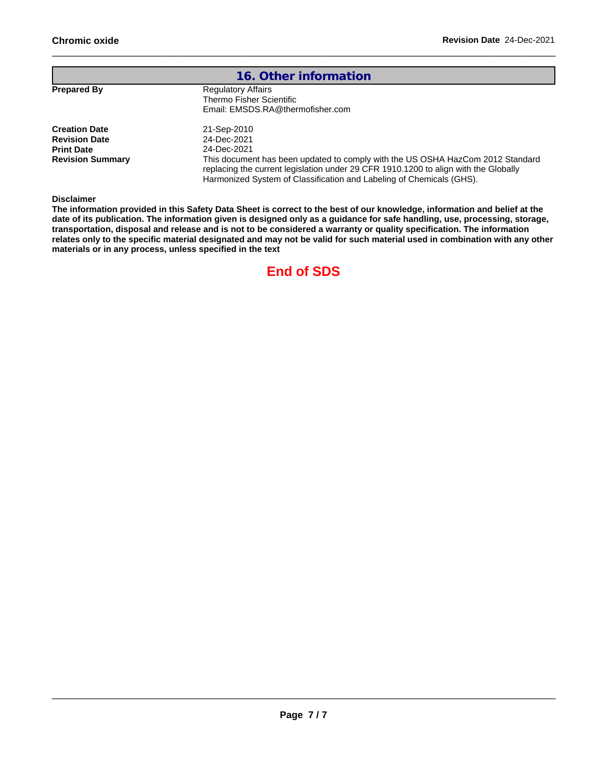## 16. Other information

| | |
|---|---|
| **Prepared By** | Regulatory Affairs<br>Thermo Fisher Scientific<br>Email: EMSDS.RA@thermofisher.com |
| **Creation Date** | 21-Sep-2010 |
| **Revision Date** | 24-Dec-2021 |
| **Print Date** | 24-Dec-2021 |
| **Revision Summary** | This document has been updated to comply with the US OSHA HazCom 2012 Standard replacing the current legislation under 29 CFR 1910.1200 to align with the Globally Harmonized System of Classification and Labeling of Chemicals (GHS). |

**Disclaimer**

**The information provided in this Safety Data Sheet is correct to the best of our knowledge, information and belief at the date of its publication. The information given is designed only as a guidance for safe handling, use, processing, storage, transportation, disposal and release and is not to be considered a warranty or quality specification. The information relates only to the specific material designated and may not be valid for such material used in combination with any other materials or in any process, unless specified in the text**

**End of SDS**